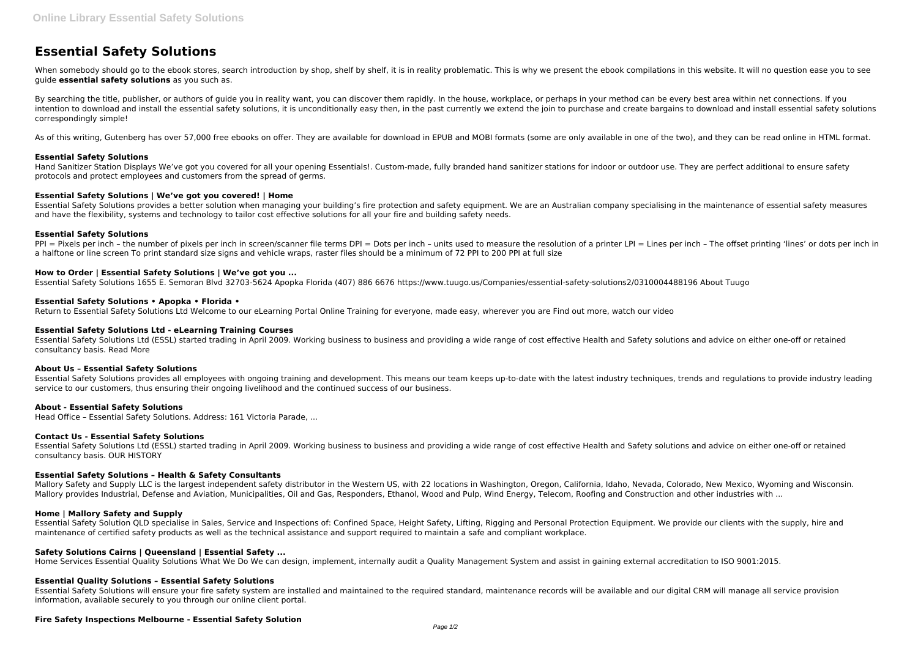# Essential Safety Solutions

When somebody should go to the ebook stores, search introduction by shop, shelf by shelf, it is in reality problematic. This is why we present the ebook compilations in this website. It will no question ease you to see guide **essential safety solutions** as you such as.

By searching the title, publisher, or authors of guide you in reality want, you can discover them rapidly. In the house, workplace, or perhaps in your method can be every best area within net connections. If you intention to download and install the essential safety solutions, it is unconditionally easy then, in the past currently we extend the join to purchase and create bargains to download and install essential safety solutions correspondingly simple!

As of this writing, Gutenberg has over 57,000 free ebooks on offer. They are available for download in EPUB and MOBI formats (some are only available in one of the two), and they can be read online in HTML format.

### Essential Safety Solutions

Hand Sanitizer Station Displays We've got you covered for all your opening Essentials!. Custom-made, fully branded hand sanitizer stations for indoor or outdoor use. They are perfect additional to ensure safety protocols and protect employees and customers from the spread of germs.

### Essential Safety Solutions | We've got you covered! | Home

Essential Safety Solutions provides a better solution when managing your building's fire protection and safety equipment. We are an Australian company specialising in the maintenance of essential safety measures and have the flexibility, systems and technology to tailor cost effective solutions for all your fire and building safety needs.

### Essential Safety Solutions

PPI = Pixels per inch – the number of pixels per inch in screen/scanner file terms DPI = Dots per inch – units used to measure the resolution of a printer LPI = Lines per inch – The offset printing 'lines' or dots per inch in a halftone or line screen To print standard size signs and vehicle wraps, raster files should be a minimum of 72 PPI to 200 PPI at full size

### How to Order | Essential Safety Solutions | We've got you ...

Essential Safety Solutions 1655 E. Semoran Blvd 32703-5624 Apopka Florida (407) 886 6676 https://www.tuugo.us/Companies/essential-safety-solutions2/0310004488196 About Tuugo

### Essential Safety Solutions • Apopka • Florida •

Return to Essential Safety Solutions Ltd Welcome to our eLearning Portal Online Training for everyone, made easy, wherever you are Find out more, watch our video

### Essential Safety Solutions Ltd - eLearning Training Courses

Essential Safety Solutions Ltd (ESSL) started trading in April 2009. Working business to business and providing a wide range of cost effective Health and Safety solutions and advice on either one-off or retained consultancy basis. Read More

### About Us – Essential Safety Solutions

Essential Safety Solutions provides all employees with ongoing training and development. This means our team keeps up-to-date with the latest industry techniques, trends and regulations to provide industry leading service to our customers, thus ensuring their ongoing livelihood and the continued success of our business.

### About - Essential Safety Solutions

Head Office – Essential Safety Solutions. Address: 161 Victoria Parade, ...

### Contact Us - Essential Safety Solutions

Essential Safety Solutions Ltd (ESSL) started trading in April 2009. Working business to business and providing a wide range of cost effective Health and Safety solutions and advice on either one-off or retained consultancy basis. OUR HISTORY

### Essential Safety Solutions – Health & Safety Consultants

Mallory Safety and Supply LLC is the largest independent safety distributor in the Western US, with 22 locations in Washington, Oregon, California, Idaho, Nevada, Colorado, New Mexico, Wyoming and Wisconsin. Mallory provides Industrial, Defense and Aviation, Municipalities, Oil and Gas, Responders, Ethanol, Wood and Pulp, Wind Energy, Telecom, Roofing and Construction and other industries with ...

### Home | Mallory Safety and Supply

Essential Safety Solution QLD specialise in Sales, Service and Inspections of: Confined Space, Height Safety, Lifting, Rigging and Personal Protection Equipment. We provide our clients with the supply, hire and maintenance of certified safety products as well as the technical assistance and support required to maintain a safe and compliant workplace.

### Safety Solutions Cairns | Queensland | Essential Safety ...

Home Services Essential Quality Solutions What We Do We can design, implement, internally audit a Quality Management System and assist in gaining external accreditation to ISO 9001:2015.

### Essential Quality Solutions – Essential Safety Solutions

Essential Safety Solutions will ensure your fire safety system are installed and maintained to the required standard, maintenance records will be available and our digital CRM will manage all service provision information, available securely to you through our online client portal.

### Fire Safety Inspections Melbourne - Essential Safety Solution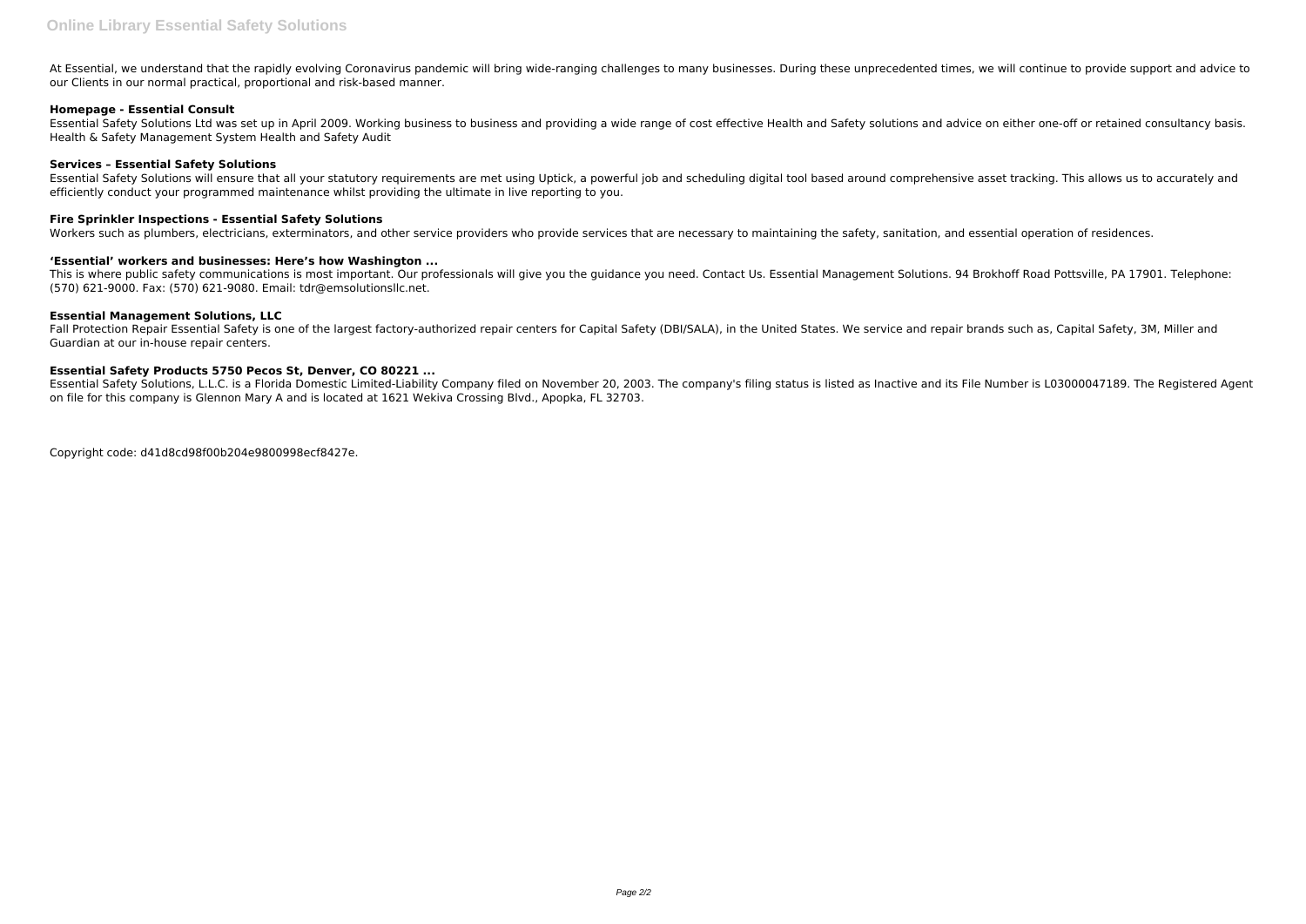At Essential, we understand that the rapidly evolving Coronavirus pandemic will bring wide-ranging challenges to many businesses. During these unprecedented times, we will continue to provide support and advice to our Clients in our normal practical, proportional and risk-based manner.

### Homepage - Essential Consult

Essential Safety Solutions Ltd was set up in April 2009. Working business to business and providing a wide range of cost effective Health and Safety solutions and advice on either one-off or retained consultancy basis. Health & Safety Management System Health and Safety Audit

### Services – Essential Safety Solutions

Essential Safety Solutions will ensure that all your statutory requirements are met using Uptick, a powerful job and scheduling digital tool based around comprehensive asset tracking. This allows us to accurately and efficiently conduct your programmed maintenance whilst providing the ultimate in live reporting to you.

### Fire Sprinkler Inspections - Essential Safety Solutions

Workers such as plumbers, electricians, exterminators, and other service providers who provide services that are necessary to maintaining the safety, sanitation, and essential operation of residences.

### 'Essential' workers and businesses: Here's how Washington ...

This is where public safety communications is most important. Our professionals will give you the guidance you need. Contact Us. Essential Management Solutions. 94 Brokhoff Road Pottsville, PA 17901. Telephone: (570) 621-9000. Fax: (570) 621-9080. Email: tdr@emsolutionsllc.net.

### Essential Management Solutions, LLC

Fall Protection Repair Essential Safety is one of the largest factory-authorized repair centers for Capital Safety (DBI/SALA), in the United States. We service and repair brands such as, Capital Safety, 3M, Miller and Guardian at our in-house repair centers.

### Essential Safety Products 5750 Pecos St, Denver, CO 80221 ...

Essential Safety Solutions, L.L.C. is a Florida Domestic Limited-Liability Company filed on November 20, 2003. The company's filing status is listed as Inactive and its File Number is L03000047189. The Registered Agent on file for this company is Glennon Mary A and is located at 1621 Wekiva Crossing Blvd., Apopka, FL 32703.

Copyright code: d41d8cd98f00b204e9800998ecf8427e.